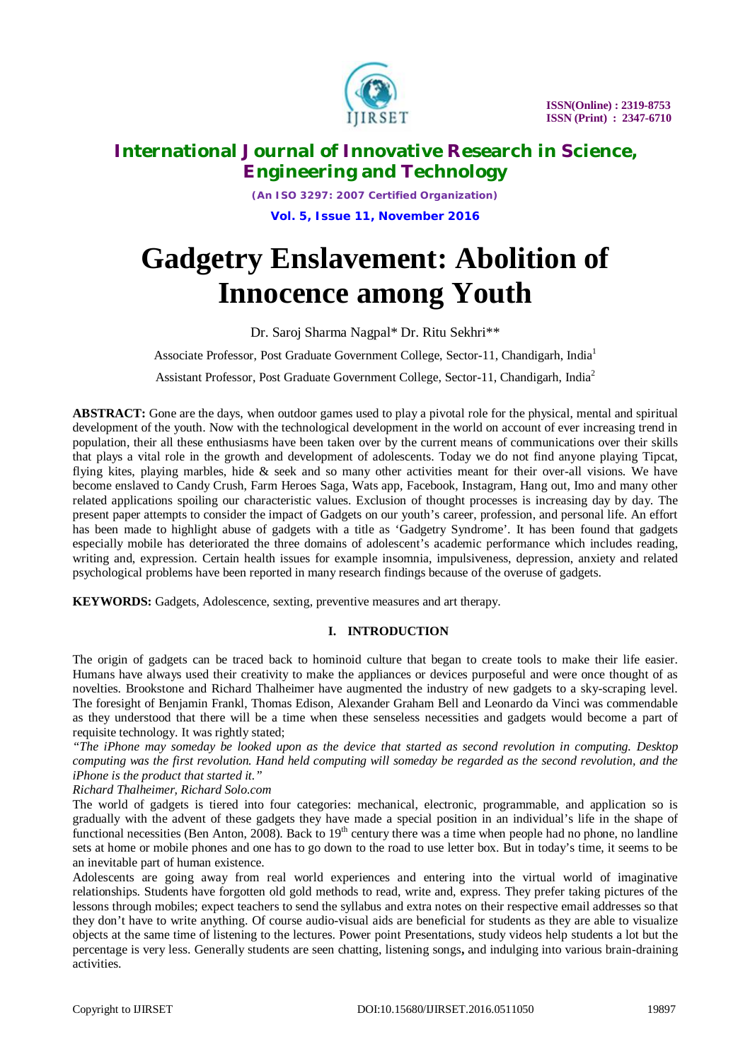# Gadgetry Enslavement: Abolition of Innocence among Youth

Dr. Saroj Sharma Nagpal* Dr. Ritu Sekhri**

Associate Professor, Post Graduate Government College, Sector-11, Chandigarh, India[1]

Assistant Professor, Post Graduate Government College, Sector-11, Chandigarh, India[2]

**ABSTRACT:** Gone are the days, when outdoor games used to play a pivotal role for the physical, mental and spiritual development of the youth. Now with the technological development in the world on account of ever increasing trend in population, their all these enthusiasms have been taken over by the current means of communications over their skills that plays a vital role in the growth and development of adolescents. Today we do not find anyone playing Tipcat, flying kites, playing marbles, hide & seek and so many other activities meant for their over-all visions. We have become enslaved to Candy Crush, Farm Heroes Saga, Wats app, Facebook, Instagram, Hang out, Imo and many other related applications spoiling our characteristic values. Exclusion of thought processes is increasing day by day. The present paper attempts to consider the impact of Gadgets on our youth's career, profession, and personal life. An effort has been made to highlight abuse of gadgets with a title as 'Gadgetry Syndrome'. It has been found that gadgets especially mobile has deteriorated the three domains of adolescent's academic performance which includes reading, writing and, expression. Certain health issues for example insomnia, impulsiveness, depression, anxiety and related psychological problems have been reported in many research findings because of the overuse of gadgets.

**KEYWORDS:** Gadgets, Adolescence, sexting, preventive measures and art therapy.

## I. INTRODUCTION

The origin of gadgets can be traced back to hominoid culture that began to create tools to make their life easier. Humans have always used their creativity to make the appliances or devices purposeful and were once thought of as novelties. Brookstone and Richard Thalheimer have augmented the industry of new gadgets to a sky-scraping level. The foresight of Benjamin Frankl, Thomas Edison, Alexander Graham Bell and Leonardo da Vinci was commendable as they understood that there will be a time when these senseless necessities and gadgets would become a part of requisite technology. It was rightly stated;

*"The iPhone may someday be looked upon as the device that started as second revolution in computing. Desktop computing was the first revolution. Hand held computing will someday be regarded as the second revolution, and the iPhone is the product that started it."*

*Richard Thalheimer, Richard Solo.com*

The world of gadgets is tiered into four categories: mechanical, electronic, programmable, and application so is gradually with the advent of these gadgets they have made a special position in an individual's life in the shape of functional necessities (Ben Anton, 2008). Back to 19th century there was a time when people had no phone, no landline sets at home or mobile phones and one has to go down to the road to use letter box. But in today's time, it seems to be an inevitable part of human existence.

Adolescents are going away from real world experiences and entering into the virtual world of imaginative relationships. Students have forgotten old gold methods to read, write and, express. They prefer taking pictures of the lessons through mobiles; expect teachers to send the syllabus and extra notes on their respective email addresses so that they don't have to write anything. Of course audio-visual aids are beneficial for students as they are able to visualize objects at the same time of listening to the lectures. Power point Presentations, study videos help students a lot but the percentage is very less. Generally students are seen chatting, listening songs**,** and indulging into various brain-draining activities.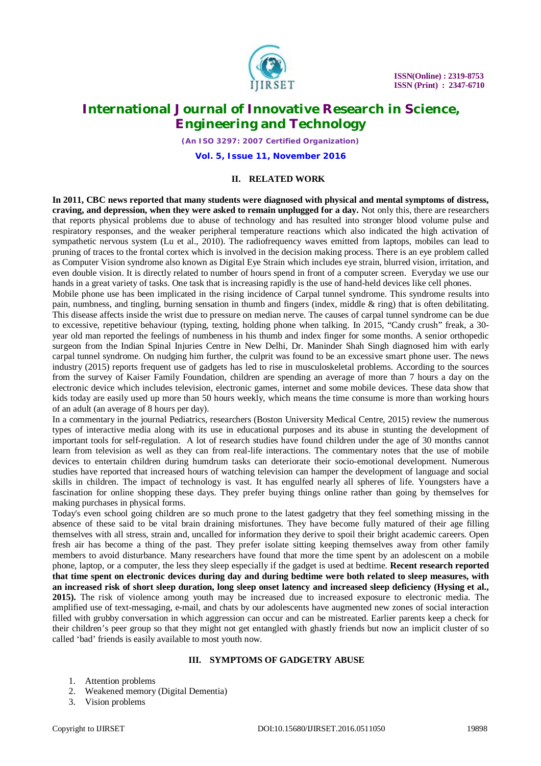## II. RELATED WORK

**In 2011, CBC news reported that many students were diagnosed with physical and mental symptoms of distress, craving, and depression, when they were asked to remain unplugged for a day.** Not only this, there are researchers that reports physical problems due to abuse of technology and has resulted into stronger blood volume pulse and respiratory responses, and the weaker peripheral temperature reactions which also indicated the high activation of sympathetic nervous system (Lu et al., 2010). The radiofrequency waves emitted from laptops, mobiles can lead to pruning of traces to the frontal cortex which is involved in the decision making process. There is an eye problem called as Computer Vision syndrome also known as Digital Eye Strain which includes eye strain, blurred vision, irritation, and even double vision. It is directly related to number of hours spend in front of a computer screen. Everyday we use our hands in a great variety of tasks. One task that is increasing rapidly is the use of hand-held devices like cell phones.

Mobile phone use has been implicated in the rising incidence of Carpal tunnel syndrome. This syndrome results into pain, numbness, and tingling, burning sensation in thumb and fingers (index, middle & ring) that is often debilitating. This disease affects inside the wrist due to pressure on median nerve. The causes of carpal tunnel syndrome can be due to excessive, repetitive behaviour (typing, texting, holding phone when talking. In 2015, "Candy crush" freak, a 30-year old man reported the feelings of numbeness in his thumb and index finger for some months. A senior orthopedic surgeon from the Indian Spinal Injuries Centre in New Delhi, Dr. Maninder Shah Singh diagnosed him with early carpal tunnel syndrome. On nudging him further, the culprit was found to be an excessive smart phone user. The news industry (2015) reports frequent use of gadgets has led to rise in musculoskeletal problems. According to the sources from the survey of Kaiser Family Foundation, children are spending an average of more than 7 hours a day on the electronic device which includes television, electronic games, internet and some mobile devices. These data show that kids today are easily used up more than 50 hours weekly, which means the time consume is more than working hours of an adult (an average of 8 hours per day).

In a commentary in the journal Pediatrics, researchers (Boston University Medical Centre, 2015) review the numerous types of interactive media along with its use in educational purposes and its abuse in stunting the development of important tools for self-regulation. A lot of research studies have found children under the age of 30 months cannot learn from television as well as they can from real-life interactions. The commentary notes that the use of mobile devices to entertain children during humdrum tasks can deteriorate their socio-emotional development. Numerous studies have reported that increased hours of watching television can hamper the development of language and social skills in children. The impact of technology is vast. It has engulfed nearly all spheres of life. Youngsters have a fascination for online shopping these days. They prefer buying things online rather than going by themselves for making purchases in physical forms.

Today's even school going children are so much prone to the latest gadgetry that they feel something missing in the absence of these said to be vital brain draining misfortunes. They have become fully matured of their age filling themselves with all stress, strain and, uncalled for information they derive to spoil their bright academic careers. Open fresh air has become a thing of the past. They prefer isolate sitting keeping themselves away from other family members to avoid disturbance. Many researchers have found that more the time spent by an adolescent on a mobile phone, laptop, or a computer, the less they sleep especially if the gadget is used at bedtime. **Recent research reported that time spent on electronic devices during day and during bedtime were both related to sleep measures, with an increased risk of short sleep duration, long sleep onset latency and increased sleep deficiency (Hysing et al., 2015).** The risk of violence among youth may be increased due to increased exposure to electronic media. The amplified use of text-messaging, e-mail, and chats by our adolescents have augmented new zones of social interaction filled with grubby conversation in which aggression can occur and can be mistreated. Earlier parents keep a check for their children's peer group so that they might not get entangled with ghastly friends but now an implicit cluster of so called 'bad' friends is easily available to most youth now.

## III. SYMPTOMS OF GADGETRY ABUSE

1. Attention problems
2. Weakened memory (Digital Dementia)
3. Vision problems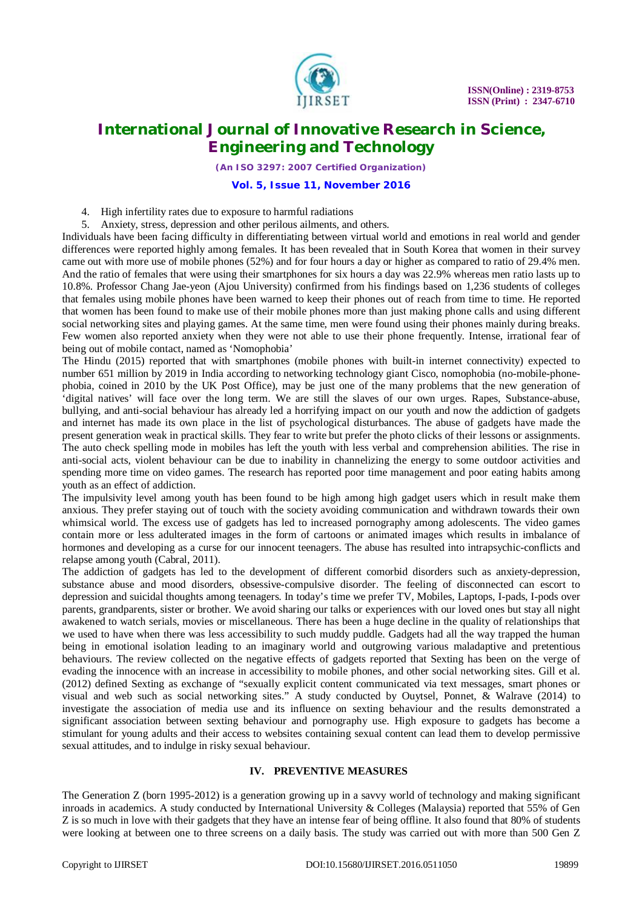4. High infertility rates due to exposure to harmful radiations
5. Anxiety, stress, depression and other perilous ailments, and others.

Individuals have been facing difficulty in differentiating between virtual world and emotions in real world and gender differences were reported highly among females. It has been revealed that in South Korea that women in their survey came out with more use of mobile phones (52%) and for four hours a day or higher as compared to ratio of 29.4% men. And the ratio of females that were using their smartphones for six hours a day was 22.9% whereas men ratio lasts up to 10.8%. Professor Chang Jae-yeon (Ajou University) confirmed from his findings based on 1,236 students of colleges that females using mobile phones have been warned to keep their phones out of reach from time to time. He reported that women has been found to make use of their mobile phones more than just making phone calls and using different social networking sites and playing games. At the same time, men were found using their phones mainly during breaks. Few women also reported anxiety when they were not able to use their phone frequently. Intense, irrational fear of being out of mobile contact, named as 'Nomophobia'

The Hindu (2015) reported that with smartphones (mobile phones with built-in internet connectivity) expected to number 651 million by 2019 in India according to networking technology giant Cisco, nomophobia (no-mobile-phone-phobia, coined in 2010 by the UK Post Office), may be just one of the many problems that the new generation of 'digital natives' will face over the long term. We are still the slaves of our own urges. Rapes, Substance-abuse, bullying, and anti-social behaviour has already led a horrifying impact on our youth and now the addiction of gadgets and internet has made its own place in the list of psychological disturbances. The abuse of gadgets have made the present generation weak in practical skills. They fear to write but prefer the photo clicks of their lessons or assignments. The auto check spelling mode in mobiles has left the youth with less verbal and comprehension abilities. The rise in anti-social acts, violent behaviour can be due to inability in channelizing the energy to some outdoor activities and spending more time on video games. The research has reported poor time management and poor eating habits among youth as an effect of addiction.

The impulsivity level among youth has been found to be high among high gadget users which in result make them anxious. They prefer staying out of touch with the society avoiding communication and withdrawn towards their own whimsical world. The excess use of gadgets has led to increased pornography among adolescents. The video games contain more or less adulterated images in the form of cartoons or animated images which results in imbalance of hormones and developing as a curse for our innocent teenagers. The abuse has resulted into intrapsychic-conflicts and relapse among youth (Cabral, 2011).

The addiction of gadgets has led to the development of different comorbid disorders such as anxiety-depression, substance abuse and mood disorders, obsessive-compulsive disorder. The feeling of disconnected can escort to depression and suicidal thoughts among teenagers. In today's time we prefer TV, Mobiles, Laptops, I-pads, I-pods over parents, grandparents, sister or brother. We avoid sharing our talks or experiences with our loved ones but stay all night awakened to watch serials, movies or miscellaneous. There has been a huge decline in the quality of relationships that we used to have when there was less accessibility to such muddy puddle. Gadgets had all the way trapped the human being in emotional isolation leading to an imaginary world and outgrowing various maladaptive and pretentious behaviours. The review collected on the negative effects of gadgets reported that Sexting has been on the verge of evading the innocence with an increase in accessibility to mobile phones, and other social networking sites. Gill et al. (2012) defined Sexting as exchange of "sexually explicit content communicated via text messages, smart phones or visual and web such as social networking sites." A study conducted by Ouytsel, Ponnet, & Walrave (2014) to investigate the association of media use and its influence on sexting behaviour and the results demonstrated a significant association between sexting behaviour and pornography use. High exposure to gadgets has become a stimulant for young adults and their access to websites containing sexual content can lead them to develop permissive sexual attitudes, and to indulge in risky sexual behaviour.

## IV. PREVENTIVE MEASURES

The Generation Z (born 1995-2012) is a generation growing up in a savvy world of technology and making significant inroads in academics. A study conducted by International University & Colleges (Malaysia) reported that 55% of Gen Z is so much in love with their gadgets that they have an intense fear of being offline. It also found that 80% of students were looking at between one to three screens on a daily basis. The study was carried out with more than 500 Gen Z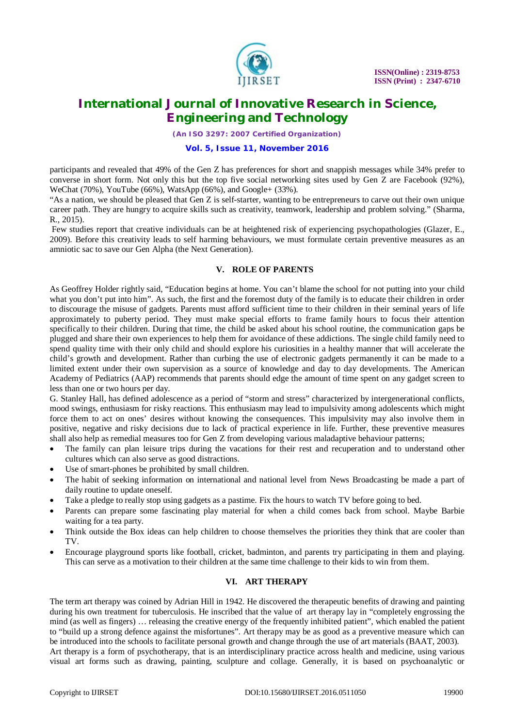participants and revealed that 49% of the Gen Z has preferences for short and snappish messages while 34% prefer to converse in short form. Not only this but the top five social networking sites used by Gen Z are Facebook (92%), WeChat (70%), YouTube (66%), WatsApp (66%), and Google+ (33%).

"As a nation, we should be pleased that Gen Z is self-starter, wanting to be entrepreneurs to carve out their own unique career path. They are hungry to acquire skills such as creativity, teamwork, leadership and problem solving." (Sharma, R., 2015).

Few studies report that creative individuals can be at heightened risk of experiencing psychopathologies (Glazer, E., 2009). Before this creativity leads to self harming behaviours, we must formulate certain preventive measures as an amniotic sac to save our Gen Alpha (the Next Generation).

## V. ROLE OF PARENTS

As Geoffrey Holder rightly said, "Education begins at home. You can't blame the school for not putting into your child what you don't put into him". As such, the first and the foremost duty of the family is to educate their children in order to discourage the misuse of gadgets. Parents must afford sufficient time to their children in their seminal years of life approximately to puberty period. They must make special efforts to frame family hours to focus their attention specifically to their children. During that time, the child be asked about his school routine, the communication gaps be plugged and share their own experiences to help them for avoidance of these addictions. The single child family need to spend quality time with their only child and should explore his curiosities in a healthy manner that will accelerate the child's growth and development. Rather than curbing the use of electronic gadgets permanently it can be made to a limited extent under their own supervision as a source of knowledge and day to day developments. The American Academy of Pediatrics (AAP) recommends that parents should edge the amount of time spent on any gadget screen to less than one or two hours per day.

G. Stanley Hall, has defined adolescence as a period of "storm and stress" characterized by intergenerational conflicts, mood swings, enthusiasm for risky reactions. This enthusiasm may lead to impulsivity among adolescents which might force them to act on ones' desires without knowing the consequences. This impulsivity may also involve them in positive, negative and risky decisions due to lack of practical experience in life. Further, these preventive measures shall also help as remedial measures too for Gen Z from developing various maladaptive behaviour patterns;

- The family can plan leisure trips during the vacations for their rest and recuperation and to understand other cultures which can also serve as good distractions.
- Use of smart-phones be prohibited by small children.
- The habit of seeking information on international and national level from News Broadcasting be made a part of daily routine to update oneself.
- Take a pledge to really stop using gadgets as a pastime. Fix the hours to watch TV before going to bed.
- Parents can prepare some fascinating play material for when a child comes back from school. Maybe Barbie waiting for a tea party.
- Think outside the Box ideas can help children to choose themselves the priorities they think that are cooler than TV.
- Encourage playground sports like football, cricket, badminton, and parents try participating in them and playing. This can serve as a motivation to their children at the same time challenge to their kids to win from them.

## VI. ART THERAPY

The term art therapy was coined by Adrian Hill in 1942. He discovered the therapeutic benefits of drawing and painting during his own treatment for tuberculosis. He inscribed that the value of art therapy lay in "completely engrossing the mind (as well as fingers) … releasing the creative energy of the frequently inhibited patient", which enabled the patient to "build up a strong defence against the misfortunes". Art therapy may be as good as a preventive measure which can be introduced into the schools to facilitate personal growth and change through the use of art materials (BAAT, 2003).

Art therapy is a form of psychotherapy, that is an interdisciplinary practice across health and medicine, using various visual art forms such as drawing, painting, sculpture and collage. Generally, it is based on psychoanalytic or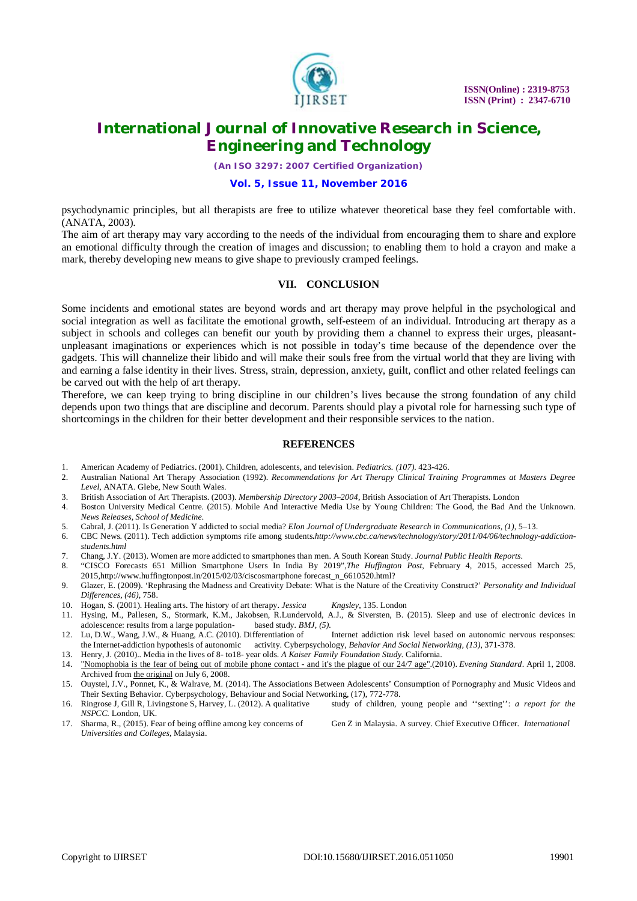psychodynamic principles, but all therapists are free to utilize whatever theoretical base they feel comfortable with. (ANATA, 2003).

The aim of art therapy may vary according to the needs of the individual from encouraging them to share and explore an emotional difficulty through the creation of images and discussion; to enabling them to hold a crayon and make a mark, thereby developing new means to give shape to previously cramped feelings.

## VII. CONCLUSION

Some incidents and emotional states are beyond words and art therapy may prove helpful in the psychological and social integration as well as facilitate the emotional growth, self-esteem of an individual. Introducing art therapy as a subject in schools and colleges can benefit our youth by providing them a channel to express their urges, pleasant-unpleasant imaginations or experiences which is not possible in today's time because of the dependence over the gadgets. This will channelize their libido and will make their souls free from the virtual world that they are living with and earning a false identity in their lives. Stress, strain, depression, anxiety, guilt, conflict and other related feelings can be carved out with the help of art therapy.

Therefore, we can keep trying to bring discipline in our children's lives because the strong foundation of any child depends upon two things that are discipline and decorum. Parents should play a pivotal role for harnessing such type of shortcomings in the children for their better development and their responsible services to the nation.

## REFERENCES

1. American Academy of Pediatrics. (2001). Children, adolescents, and television. *Pediatrics. (107).* 423-426.
2. Australian National Art Therapy Association (1992). *Recommendations for Art Therapy Clinical Training Programmes at Masters Degree Level*, ANATA. Glebe, New South Wales.
3. British Association of Art Therapists. (2003). *Membership Directory 2003–2004*, British Association of Art Therapists. London
4. Boston University Medical Centre. (2015). Mobile And Interactive Media Use by Young Children: The Good, the Bad And the Unknown. *News Releases, School of Medicine.*
5. Cabral, J. (2011). Is Generation Y addicted to social media? *Elon Journal of Undergraduate Research in Communications, (1)*, 5–13.
6. CBC News. (2011). Tech addiction symptoms rife among students**.***http://www.cbc.ca/news/technology/story/2011/04/06/technology-addiction-students.html*
7. Chang, J.Y. (2013). Women are more addicted to smartphones than men. A South Korean Study. *Journal Public Health Reports.*
8. "CISCO Forecasts 651 Million Smartphone Users In India By 2019",*The Huffington Post*, February 4, 2015, accessed March 25, 2015,http://www.huffingtonpost.in/2015/02/03/ciscosmartphone forecast_n_6610520.html?
9. Glazer, E. (2009). 'Rephrasing the Madness and Creativity Debate: What is the Nature of the Creativity Construct?' *Personality and Individual Differences, (46)*, 758.
10. Hogan, S. (2001). Healing arts. The history of art therapy. *Jessica Kngsley*, 135. London
11. Hysing, M., Pallesen, S., Stormark, K.M., Jakobsen, R.Lundervold, A.J., & Siversten, B. (2015). Sleep and use of electronic devices in adolescence: results from a large population- based study. *BMJ, (5).*
12. Lu, D.W., Wang, J.W., & Huang, A.C. (2010). Differentiation of Internet addiction risk level based on autonomic nervous responses: the Internet-addiction hypothesis of autonomic activity. Cyberpsychology, *Behavior And Social Networking, (13)*, 371-378.
13. Henry, J. (2010).. Media in the lives of 8- to18- year olds. *A Kaiser Family Foundation Study.* California.
14. "Nomophobia is the fear of being out of mobile phone contact - and it's the plague of our 24/7 age".(2010). *Evening Standard*. April 1, 2008. Archived from the original on July 6, 2008.
15. Ouystel, J.V., Ponnet, K., & Walrave, M. (2014). The Associations Between Adolescents' Consumption of Pornography and Music Videos and Their Sexting Behavior. Cyberpsychology, Behaviour and Social Networking, (17), 772-778.
16. Ringrose J, Gill R, Livingstone S, Harvey, L. (2012). A qualitative study of children, young people and ''sexting'': *a report for the NSPCC.* London, UK.
17. Sharma, R., (2015). Fear of being offline among key concerns of Gen Z in Malaysia. A survey. Chief Executive Officer. *International Universities and Colleges*, Malaysia.